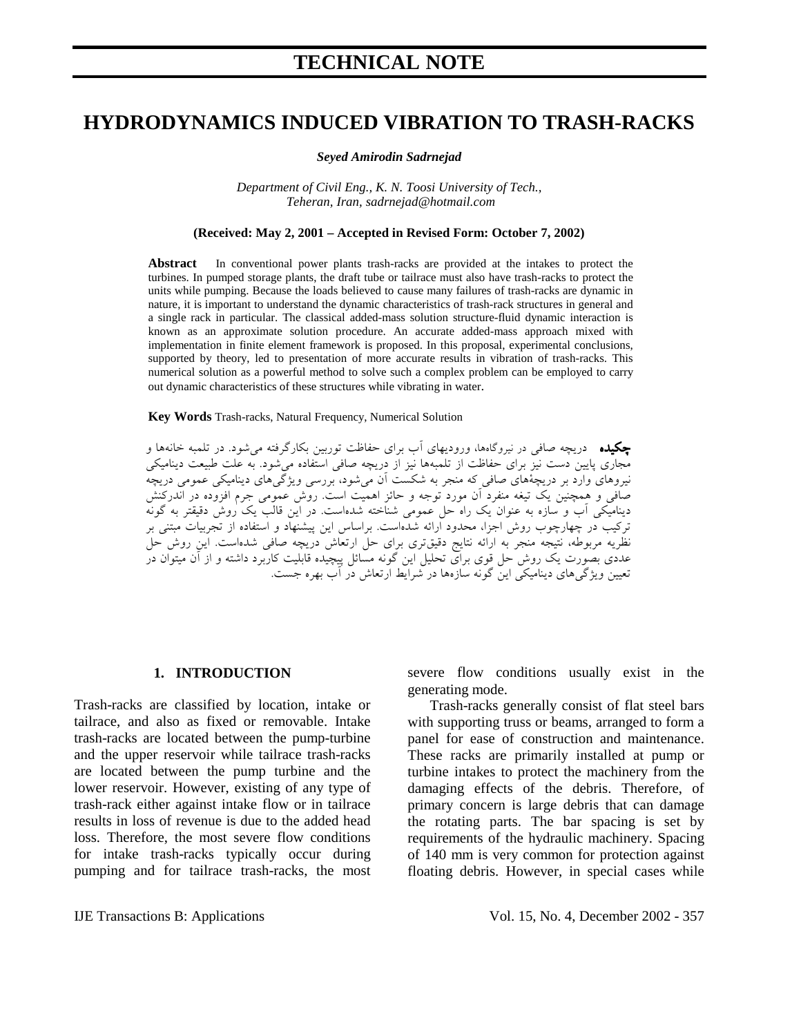# TECHNICAL NOTE

# HYDRODYNAMICS INDUCED VIBRATION TO TRASH-RACKS

***Seyed Amirodin Sadrnejad***

*Department of Civil Eng., K. N. Toosi University of Tech., Teheran, Iran, sadrnejad@hotmail.com*

**(Received: May 2, 2001 – Accepted in Revised Form: October 7, 2002)**

**Abstract** In conventional power plants trash-racks are provided at the intakes to protect the turbines. In pumped storage plants, the draft tube or tailrace must also have trash-racks to protect the units while pumping. Because the loads believed to cause many failures of trash-racks are dynamic in nature, it is important to understand the dynamic characteristics of trash-rack structures in general and a single rack in particular. The classical added-mass solution structure-fluid dynamic interaction is known as an approximate solution procedure. An accurate added-mass approach mixed with implementation in finite element framework is proposed. In this proposal, experimental conclusions, supported by theory, led to presentation of more accurate results in vibration of trash-racks. This numerical solution as a powerful method to solve such a complex problem can be employed to carry out dynamic characteristics of these structures while vibrating in water.

**Key Words** Trash-racks, Natural Frequency, Numerical Solution

**چکیده** دریچه صافی در نیروگاه‌ها، ورودیهای آب برای حفاظت توربین بکارگرفته می‌شود. در تلمبه خانه‌ها و مجاری پایین دست نیز برای حفاظت از تلمبه‌ها نیز از دریچه صافی استفاده می‌شود. به علت طبیعت دینامیکی نیروهای وارد بر دریچه‌های صافی که منجر به شکست آن می‌شود، بررسی ویژگی‌های دینامیکی عمومی دریچه صافی و همچنین یک تیغه منفرد آن مورد توجه و حائز اهمیت است. روش عمومی جرم افزوده در اندرکنش دینامیکی آب و سازه به عنوان یک راه حل عمومی شناخته شده‌است. در این قالب یک روش دقیقتر به گونه ترکیب در چهارچوب روش اجزاء محدود ارائه شده‌است. براساس این پیشنهاد و استفاده از تجربیات مبتنی بر نظریه مربوطه، نتیجه منجر به ارائه نتایج دقیق‌تری برای حل ارتعاش دریچه صافی شده‌است. این روش حل عددی بصورت یک روش حل قوی برای تحلیل این گونه مسائل پیچیده قابلیت کاربرد داشته و از آن میتوان در تعیین ویژگی‌های دینامیکی این گونه سازه‌ها در شرایط ارتعاش در آب بهره جست.

## 1. INTRODUCTION

Trash-racks are classified by location, intake or tailrace, and also as fixed or removable. Intake trash-racks are located between the pump-turbine and the upper reservoir while tailrace trash-racks are located between the pump turbine and the lower reservoir. However, existing of any type of trash-rack either against intake flow or in tailrace results in loss of revenue is due to the added head loss. Therefore, the most severe flow conditions for intake trash-racks typically occur during pumping and for tailrace trash-racks, the most severe flow conditions usually exist in the generating mode.

Trash-racks generally consist of flat steel bars with supporting truss or beams, arranged to form a panel for ease of construction and maintenance. These racks are primarily installed at pump or turbine intakes to protect the machinery from the damaging effects of the debris. Therefore, of primary concern is large debris that can damage the rotating parts. The bar spacing is set by requirements of the hydraulic machinery. Spacing of 140 mm is very common for protection against floating debris. However, in special cases while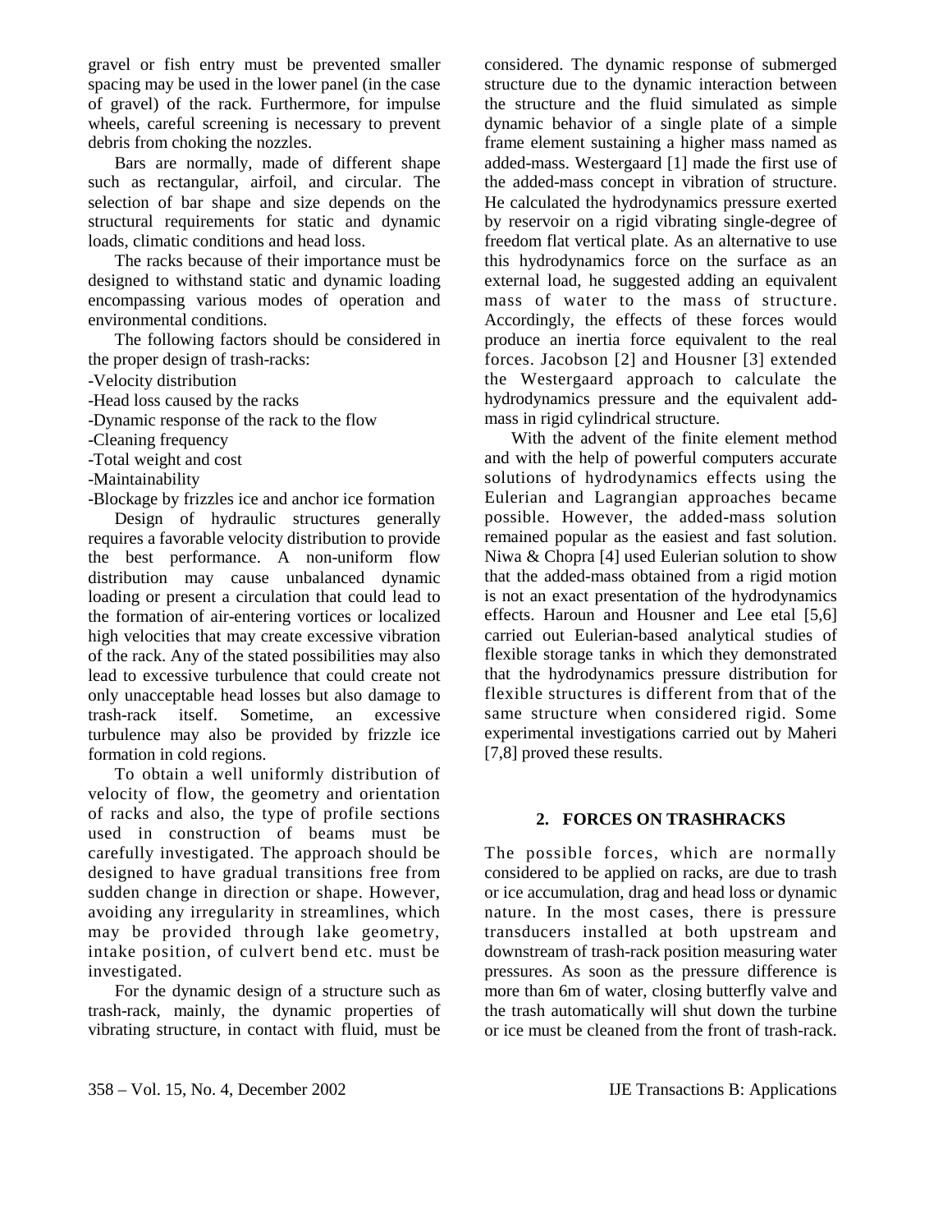gravel or fish entry must be prevented smaller spacing may be used in the lower panel (in the case of gravel) of the rack. Furthermore, for impulse wheels, careful screening is necessary to prevent debris from choking the nozzles.

Bars are normally, made of different shape such as rectangular, airfoil, and circular. The selection of bar shape and size depends on the structural requirements for static and dynamic loads, climatic conditions and head loss.

The racks because of their importance must be designed to withstand static and dynamic loading encompassing various modes of operation and environmental conditions.

The following factors should be considered in the proper design of trash-racks:

-Velocity distribution

-Head loss caused by the racks

-Dynamic response of the rack to the flow

-Cleaning frequency

-Total weight and cost

-Maintainability

-Blockage by frizzles ice and anchor ice formation

Design of hydraulic structures generally requires a favorable velocity distribution to provide the best performance. A non-uniform flow distribution may cause unbalanced dynamic loading or present a circulation that could lead to the formation of air-entering vortices or localized high velocities that may create excessive vibration of the rack. Any of the stated possibilities may also lead to excessive turbulence that could create not only unacceptable head losses but also damage to trash-rack itself. Sometime, an excessive turbulence may also be provided by frizzle ice formation in cold regions.

To obtain a well uniformly distribution of velocity of flow, the geometry and orientation of racks and also, the type of profile sections used in construction of beams must be carefully investigated. The approach should be designed to have gradual transitions free from sudden change in direction or shape. However, avoiding any irregularity in streamlines, which may be provided through lake geometry, intake position, of culvert bend etc. must be investigated.

For the dynamic design of a structure such as trash-rack, mainly, the dynamic properties of vibrating structure, in contact with fluid, must be considered. The dynamic response of submerged structure due to the dynamic interaction between the structure and the fluid simulated as simple dynamic behavior of a single plate of a simple frame element sustaining a higher mass named as added-mass. Westergaard [1] made the first use of the added-mass concept in vibration of structure. He calculated the hydrodynamics pressure exerted by reservoir on a rigid vibrating single-degree of freedom flat vertical plate. As an alternative to use this hydrodynamics force on the surface as an external load, he suggested adding an equivalent mass of water to the mass of structure. Accordingly, the effects of these forces would produce an inertia force equivalent to the real forces. Jacobson [2] and Housner [3] extended the Westergaard approach to calculate the hydrodynamics pressure and the equivalent add-mass in rigid cylindrical structure.

With the advent of the finite element method and with the help of powerful computers accurate solutions of hydrodynamics effects using the Eulerian and Lagrangian approaches became possible. However, the added-mass solution remained popular as the easiest and fast solution. Niwa & Chopra [4] used Eulerian solution to show that the added-mass obtained from a rigid motion is not an exact presentation of the hydrodynamics effects. Haroun and Housner and Lee etal [5,6] carried out Eulerian-based analytical studies of flexible storage tanks in which they demonstrated that the hydrodynamics pressure distribution for flexible structures is different from that of the same structure when considered rigid. Some experimental investigations carried out by Maheri [7,8] proved these results.

## 2. FORCES ON TRASHRACKS

The possible forces, which are normally considered to be applied on racks, are due to trash or ice accumulation, drag and head loss or dynamic nature. In the most cases, there is pressure transducers installed at both upstream and downstream of trash-rack position measuring water pressures. As soon as the pressure difference is more than 6m of water, closing butterfly valve and the trash automatically will shut down the turbine or ice must be cleaned from the front of trash-rack.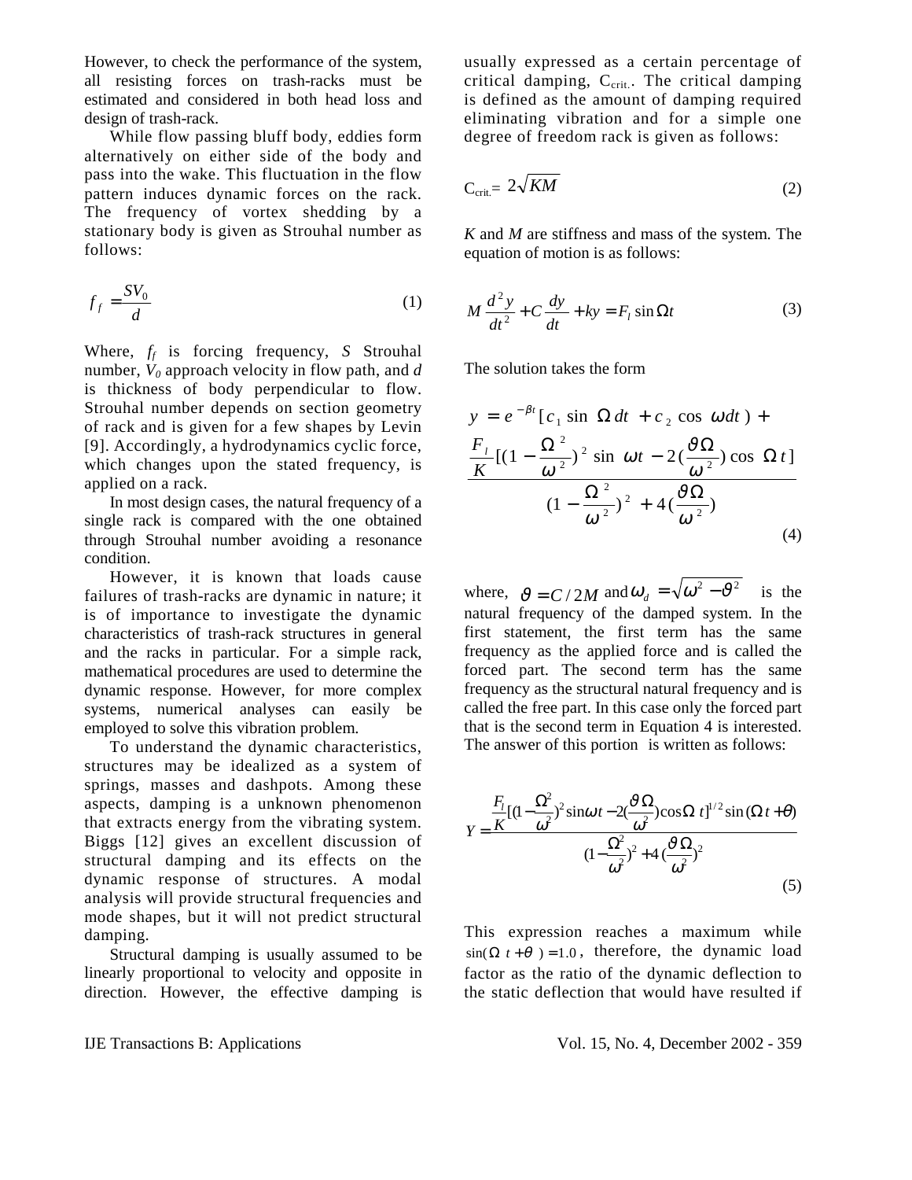However, to check the performance of the system, all resisting forces on trash-racks must be estimated and considered in both head loss and design of trash-rack.

While flow passing bluff body, eddies form alternatively on either side of the body and pass into the wake. This fluctuation in the flow pattern induces dynamic forces on the rack. The frequency of vortex shedding by a stationary body is given as Strouhal number as follows:

$$f_f = \frac{SV_0}{d} \tag{1}$$

Where, $f_f$ is forcing frequency, $S$ Strouhal number, $V_0$ approach velocity in flow path, and $d$ is thickness of body perpendicular to flow. Strouhal number depends on section geometry of rack and is given for a few shapes by Levin [9]. Accordingly, a hydrodynamics cyclic force, which changes upon the stated frequency, is applied on a rack.

In most design cases, the natural frequency of a single rack is compared with the one obtained through Strouhal number avoiding a resonance condition.

However, it is known that loads cause failures of trash-racks are dynamic in nature; it is of importance to investigate the dynamic characteristics of trash-rack structures in general and the racks in particular. For a simple rack, mathematical procedures are used to determine the dynamic response. However, for more complex systems, numerical analyses can easily be employed to solve this vibration problem.

To understand the dynamic characteristics, structures may be idealized as a system of springs, masses and dashpots. Among these aspects, damping is a unknown phenomenon that extracts energy from the vibrating system. Biggs [12] gives an excellent discussion of structural damping and its effects on the dynamic response of structures. A modal analysis will provide structural frequencies and mode shapes, but it will not predict structural damping.

Structural damping is usually assumed to be linearly proportional to velocity and opposite in direction. However, the effective damping is usually expressed as a certain percentage of critical damping, $C_{crit.}$. The critical damping is defined as the amount of damping required eliminating vibration and for a simple one degree of freedom rack is given as follows:

$$C_{crit.} = 2\sqrt{KM} \tag{2}$$

$K$ and $M$ are stiffness and mass of the system. The equation of motion is as follows:

$$M\frac{d^2y}{dt^2} + C\frac{dy}{dt} + ky = F_l \sin\Omega t \tag{3}$$

The solution takes the form

$$y = e^{-\beta t}[c_1 \sin \Omega dt + c_2 \cos \omega dt) + \frac{\frac{F_l}{K}[(1-\frac{\Omega^2}{\omega^2})^2 \sin \omega t - 2(\frac{\vartheta\Omega}{\omega^2})\cos \Omega t]}{(1-\frac{\Omega^2}{\omega^2})^2 + 4(\frac{\vartheta\Omega}{\omega^2})} \tag{4}$$

where, $\vartheta = C/2M$ and $\omega_d = \sqrt{\omega^2 - \vartheta^2}$ is the natural frequency of the damped system. In the first statement, the first term has the same frequency as the applied force and is called the forced part. The second term has the same frequency as the structural natural frequency and is called the free part. In this case only the forced part that is the second term in Equation 4 is interested. The answer of this portion is written as follows:

$$Y = \frac{\frac{F_l}{K}[(1-\frac{\Omega^2}{\omega^2})^2 \sin\omega t - 2(\frac{\vartheta\Omega}{\omega^2})\cos\Omega\, t]^{1/2} \sin(\Omega t + \theta)}{(1-\frac{\Omega^2}{\omega^2})^2 + 4(\frac{\vartheta\Omega}{\omega^2})^2} \tag{5}$$

This expression reaches a maximum while $\sin(\Omega\ t + \theta\ ) = 1.0$, therefore, the dynamic load factor as the ratio of the dynamic deflection to the static deflection that would have resulted if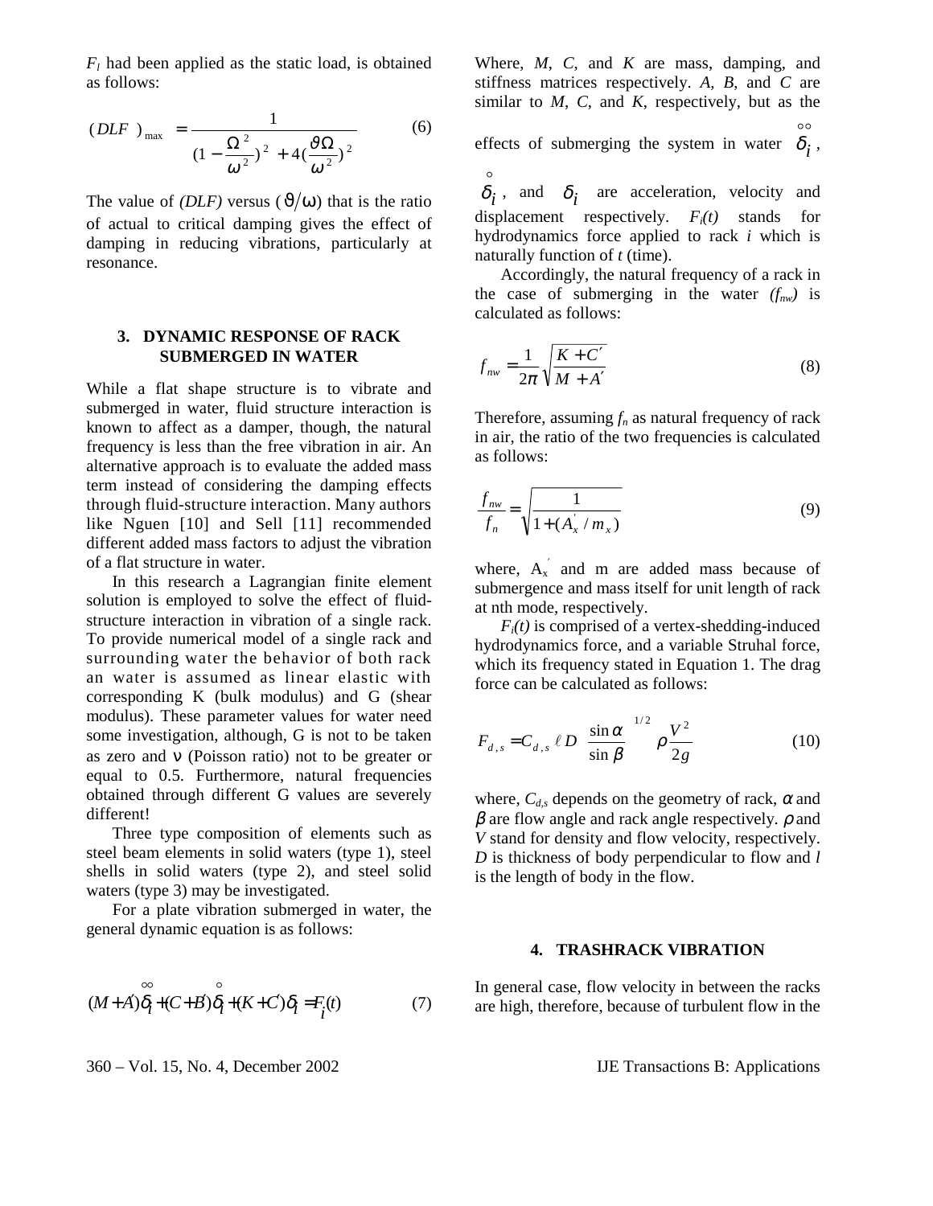$F_l$ had been applied as the static load, is obtained as follows:

$$(DLF)_{max} = \frac{1}{(1-\frac{\Omega^2}{\omega^2})^2 + 4(\frac{\vartheta\Omega}{\omega^2})^2} \tag{6}$$

The value of *(DLF)* versus ($\vartheta/\omega$) that is the ratio of actual to critical damping gives the effect of damping in reducing vibrations, particularly at resonance.

## 3. DYNAMIC RESPONSE OF RACK SUBMERGED IN WATER

While a flat shape structure is to vibrate and submerged in water, fluid structure interaction is known to affect as a damper, though, the natural frequency is less than the free vibration in air. An alternative approach is to evaluate the added mass term instead of considering the damping effects through fluid-structure interaction. Many authors like Nguen [10] and Sell [11] recommended different added mass factors to adjust the vibration of a flat structure in water.

In this research a Lagrangian finite element solution is employed to solve the effect of fluid-structure interaction in vibration of a single rack. To provide numerical model of a single rack and surrounding water the behavior of both rack an water is assumed as linear elastic with corresponding K (bulk modulus) and G (shear modulus). These parameter values for water need some investigation, although, G is not to be taken as zero and $\nu$ (Poisson ratio) not to be greater or equal to 0.5. Furthermore, natural frequencies obtained through different G values are severely different!

Three type composition of elements such as steel beam elements in solid waters (type 1), steel shells in solid waters (type 2), and steel solid waters (type 3) may be investigated.

For a plate vibration submerged in water, the general dynamic equation is as follows:

$$(M+A')\overset{\circ\circ}{\delta_i} + (C+B')\overset{\circ}{\delta_i} + (K+C')\delta_i = F_i(t) \tag{7}$$

Where, *M*, *C*, and *K* are mass, damping, and stiffness matrices respectively. *A*, *B*, and *C* are similar to *M*, *C*, and *K*, respectively, but as the effects of submerging the system in water $\overset{\circ\circ}{\delta_i}$, $\overset{\circ}{\delta_i}$, and $\delta_i$ are acceleration, velocity and displacement respectively. $F_i(t)$ stands for hydrodynamics force applied to rack *i* which is naturally function of *t* (time).

Accordingly, the natural frequency of a rack in the case of submerging in the water *($f_{nw}$)* is calculated as follows:

$$f_{nw} = \frac{1}{2\pi}\sqrt{\frac{K+C'}{M+A'}} \tag{8}$$

Therefore, assuming $f_n$ as natural frequency of rack in air, the ratio of the two frequencies is calculated as follows:

$$\frac{f_{nw}}{f_n} = \sqrt{\frac{1}{1+(A_x'/m_x)}} \tag{9}$$

where, $A_x'$ and m are added mass because of submergence and mass itself for unit length of rack at nth mode, respectively.

$F_i(t)$ is comprised of a vertex-shedding-induced hydrodynamics force, and a variable Struhal force, which its frequency stated in Equation 1. The drag force can be calculated as follows:

$$F_{d,s} = C_{d,s}\,\ell\, D\left(\frac{\sin\alpha}{\sin\beta}\right)^{1/2}\rho\frac{V^2}{2g} \tag{10}$$

where, $C_{d,s}$ depends on the geometry of rack, $\alpha$ and $\beta$ are flow angle and rack angle respectively. $\rho$ and *V* stand for density and flow velocity, respectively. *D* is thickness of body perpendicular to flow and *l* is the length of body in the flow.

## 4. TRASHRACK VIBRATION

In general case, flow velocity in between the racks are high, therefore, because of turbulent flow in the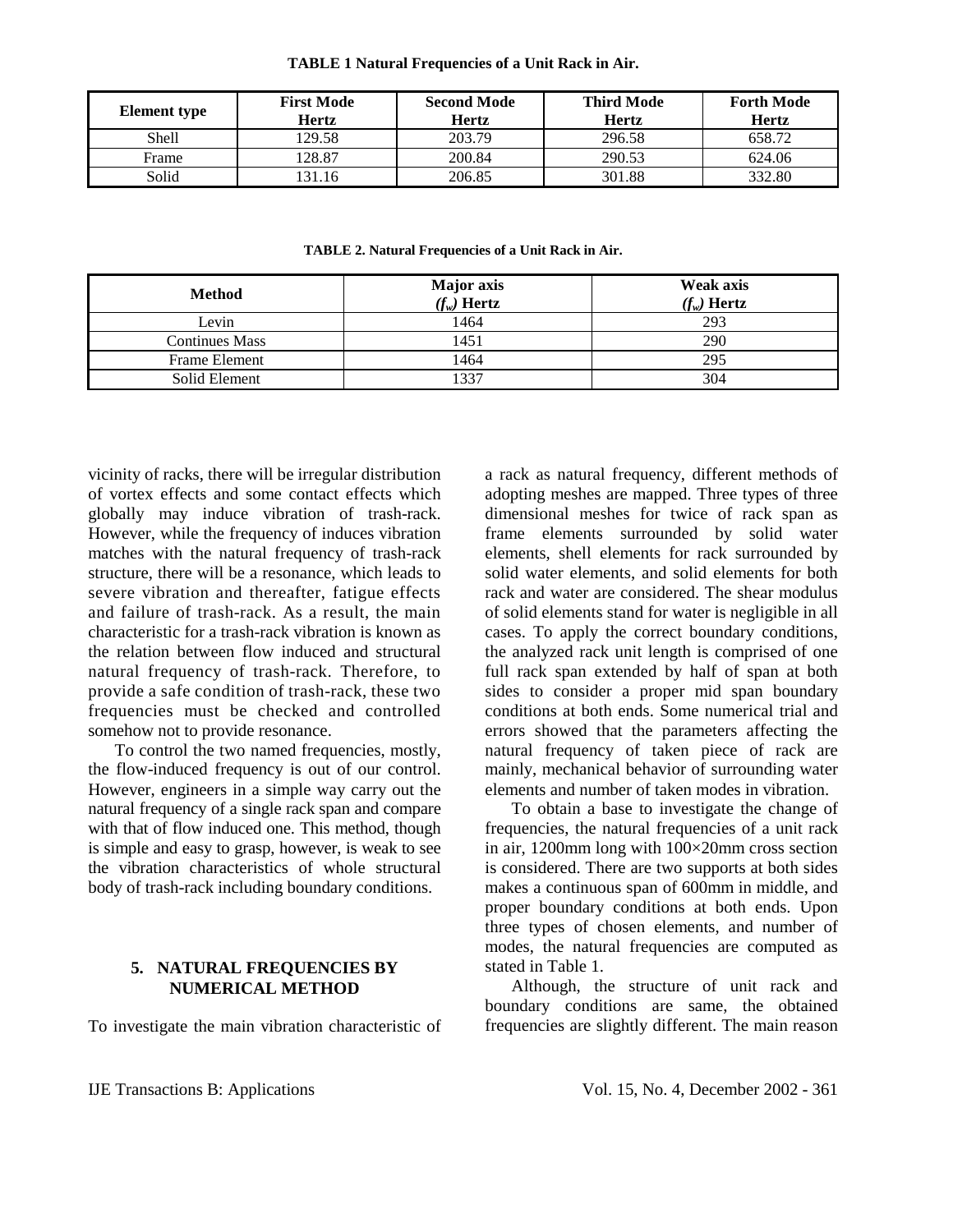**TABLE 1 Natural Frequencies of a Unit Rack in Air.**

| Element type | First Mode Hertz | Second Mode Hertz | Third Mode Hertz | Forth Mode Hertz |
|---|---|---|---|---|
| Shell | 129.58 | 203.79 | 296.58 | 658.72 |
| Frame | 128.87 | 200.84 | 290.53 | 624.06 |
| Solid | 131.16 | 206.85 | 301.88 | 332.80 |

**TABLE 2. Natural Frequencies of a Unit Rack in Air.**

| Method | Major axis ($f_w$) Hertz | Weak axis ($f_w$) Hertz |
|---|---|---|
| Levin | 1464 | 293 |
| Continues Mass | 1451 | 290 |
| Frame Element | 1464 | 295 |
| Solid Element | 1337 | 304 |

vicinity of racks, there will be irregular distribution of vortex effects and some contact effects which globally may induce vibration of trash-rack. However, while the frequency of induces vibration matches with the natural frequency of trash-rack structure, there will be a resonance, which leads to severe vibration and thereafter, fatigue effects and failure of trash-rack. As a result, the main characteristic for a trash-rack vibration is known as the relation between flow induced and structural natural frequency of trash-rack. Therefore, to provide a safe condition of trash-rack, these two frequencies must be checked and controlled somehow not to provide resonance.

To control the two named frequencies, mostly, the flow-induced frequency is out of our control. However, engineers in a simple way carry out the natural frequency of a single rack span and compare with that of flow induced one. This method, though is simple and easy to grasp, however, is weak to see the vibration characteristics of whole structural body of trash-rack including boundary conditions.

## 5. NATURAL FREQUENCIES BY NUMERICAL METHOD

To investigate the main vibration characteristic of a rack as natural frequency, different methods of adopting meshes are mapped. Three types of three dimensional meshes for twice of rack span as frame elements surrounded by solid water elements, shell elements for rack surrounded by solid water elements, and solid elements for both rack and water are considered. The shear modulus of solid elements stand for water is negligible in all cases. To apply the correct boundary conditions, the analyzed rack unit length is comprised of one full rack span extended by half of span at both sides to consider a proper mid span boundary conditions at both ends. Some numerical trial and errors showed that the parameters affecting the natural frequency of taken piece of rack are mainly, mechanical behavior of surrounding water elements and number of taken modes in vibration.

To obtain a base to investigate the change of frequencies, the natural frequencies of a unit rack in air, 1200mm long with 100×20mm cross section is considered. There are two supports at both sides makes a continuous span of 600mm in middle, and proper boundary conditions at both ends. Upon three types of chosen elements, and number of modes, the natural frequencies are computed as stated in Table 1.

Although, the structure of unit rack and boundary conditions are same, the obtained frequencies are slightly different. The main reason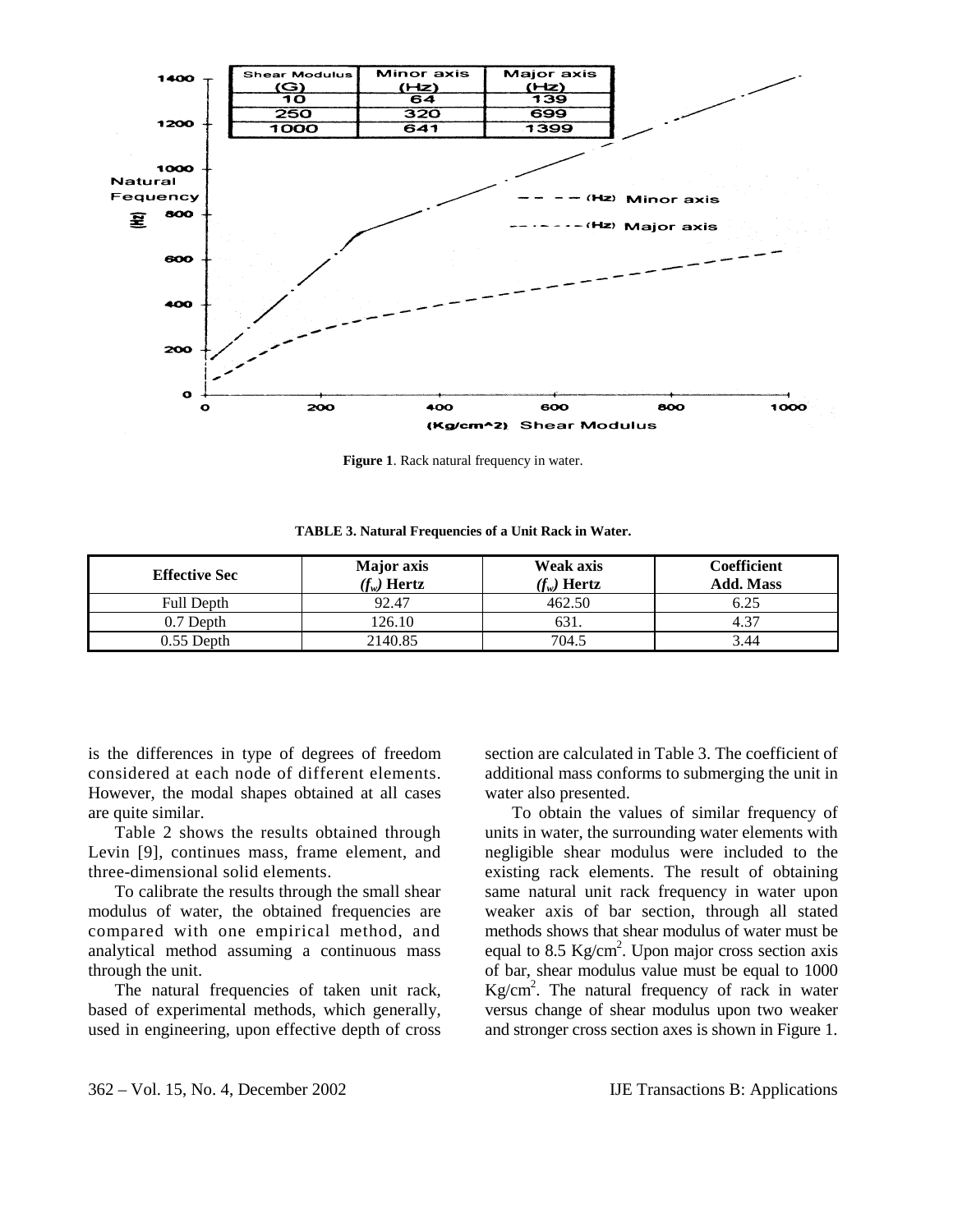Shear Modulus (G) | Minor axis (Hz) | Major axis (Hz)
10 | 64 | 139
250 | 320 | 699
1000 | 641 | 1399

1400
1200
1000
Natural Fequency (Hz)
800
600
400
200
0

0
200
400
600
800
1000

(Kg/cm^2) Shear Modulus

(Hz) Minor axis
(Hz) Major axis

**Figure 1**. Rack natural frequency in water.

**TABLE 3. Natural Frequencies of a Unit Rack in Water.**

| Effective Sec | Major axis ($f_w$) Hertz | Weak axis ($f_w$) Hertz | Coefficient Add. Mass |
|---|---|---|---|
| Full Depth | 92.47 | 462.50 | 6.25 |
| 0.7 Depth | 126.10 | 631. | 4.37 |
| 0.55 Depth | 2140.85 | 704.5 | 3.44 |

is the differences in type of degrees of freedom considered at each node of different elements. However, the modal shapes obtained at all cases are quite similar.

Table 2 shows the results obtained through Levin [9], continues mass, frame element, and three-dimensional solid elements.

To calibrate the results through the small shear modulus of water, the obtained frequencies are compared with one empirical method, and analytical method assuming a continuous mass through the unit.

The natural frequencies of taken unit rack, based of experimental methods, which generally, used in engineering, upon effective depth of cross section are calculated in Table 3. The coefficient of additional mass conforms to submerging the unit in water also presented.

To obtain the values of similar frequency of units in water, the surrounding water elements with negligible shear modulus were included to the existing rack elements. The result of obtaining same natural unit rack frequency in water upon weaker axis of bar section, through all stated methods shows that shear modulus of water must be equal to 8.5 $Kg/cm^2$. Upon major cross section axis of bar, shear modulus value must be equal to 1000 $Kg/cm^2$. The natural frequency of rack in water versus change of shear modulus upon two weaker and stronger cross section axes is shown in Figure 1.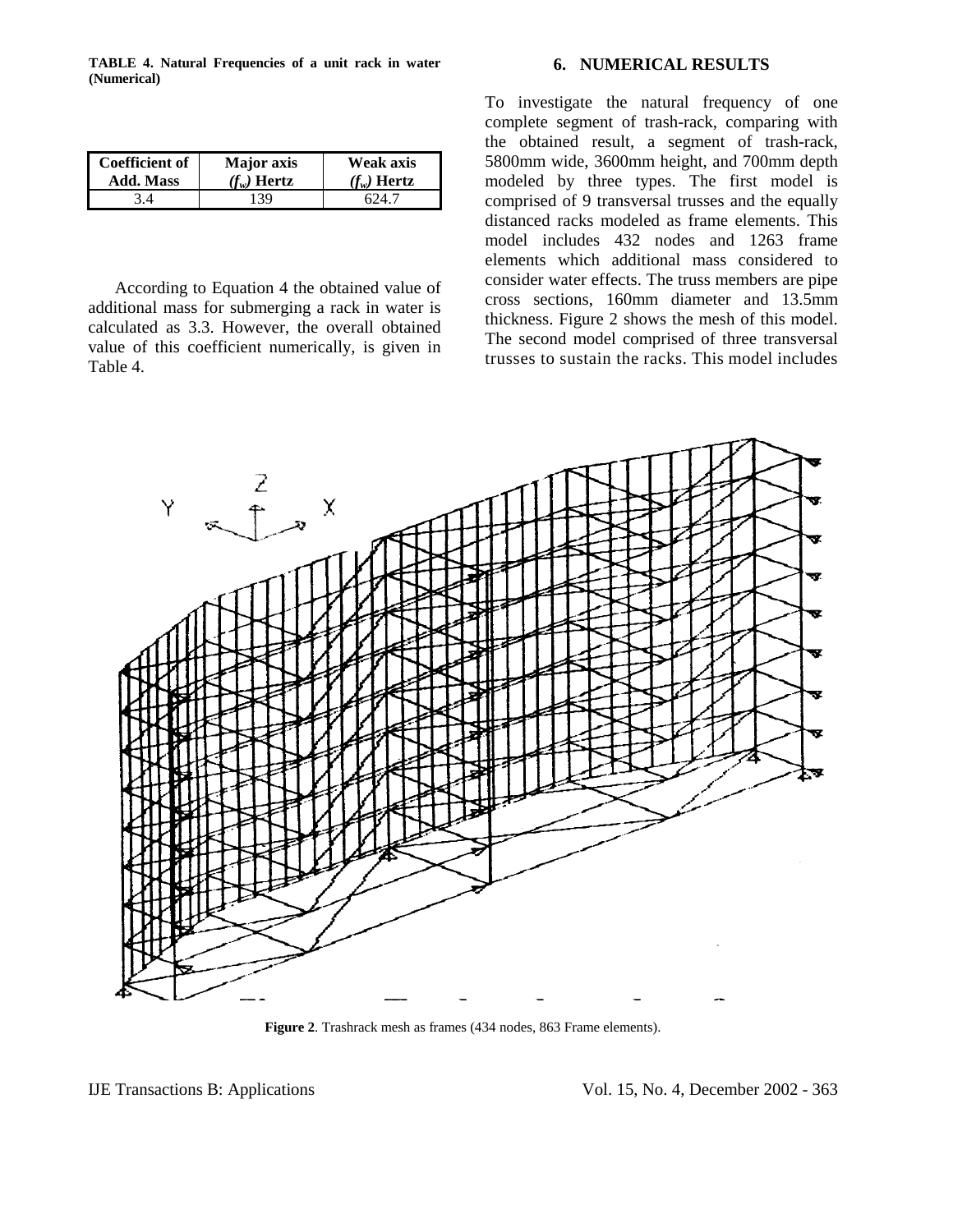**TABLE 4. Natural Frequencies of a unit rack in water (Numerical)**

| Coefficient of Add. Mass | Major axis ($f_w$) Hertz | Weak axis ($f_w$) Hertz |
|---|---|---|
| 3.4 | 139 | 624.7 |

According to Equation 4 the obtained value of additional mass for submerging a rack in water is calculated as 3.3. However, the overall obtained value of this coefficient numerically, is given in Table 4.

## 6. NUMERICAL RESULTS

To investigate the natural frequency of one complete segment of trash-rack, comparing with the obtained result, a segment of trash-rack, 5800mm wide, 3600mm height, and 700mm depth modeled by three types. The first model is comprised of 9 transversal trusses and the equally distanced racks modeled as frame elements. This model includes 432 nodes and 1263 frame elements which additional mass considered to consider water effects. The truss members are pipe cross sections, 160mm diameter and 13.5mm thickness. Figure 2 shows the mesh of this model. The second model comprised of three transversal trusses to sustain the racks. This model includes

Z

Y

X

**Figure 2**. Trashrack mesh as frames (434 nodes, 863 Frame elements).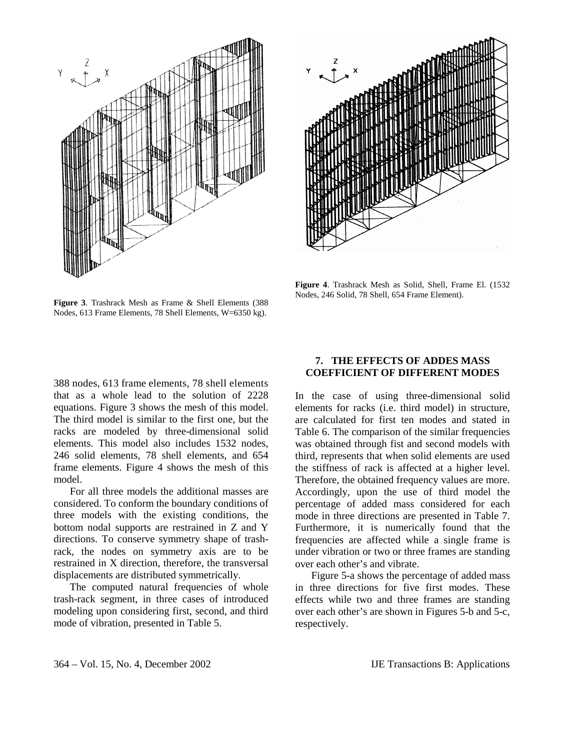**Figure 3**. Trashrack Mesh as Frame & Shell Elements (388 Nodes, 613 Frame Elements, 78 Shell Elements, W=6350 kg).

**Figure 4**. Trashrack Mesh as Solid, Shell, Frame El. (1532 Nodes, 246 Solid, 78 Shell, 654 Frame Element).

388 nodes, 613 frame elements, 78 shell elements that as a whole lead to the solution of 2228 equations. Figure 3 shows the mesh of this model. The third model is similar to the first one, but the racks are modeled by three-dimensional solid elements. This model also includes 1532 nodes, 246 solid elements, 78 shell elements, and 654 frame elements. Figure 4 shows the mesh of this model.

For all three models the additional masses are considered. To conform the boundary conditions of three models with the existing conditions, the bottom nodal supports are restrained in Z and Y directions. To conserve symmetry shape of trash-rack, the nodes on symmetry axis are to be restrained in X direction, therefore, the transversal displacements are distributed symmetrically.

The computed natural frequencies of whole trash-rack segment, in three cases of introduced modeling upon considering first, second, and third mode of vibration, presented in Table 5.

## 7. THE EFFECTS OF ADDES MASS COEFFICIENT OF DIFFERENT MODES

In the case of using three-dimensional solid elements for racks (i.e. third model) in structure, are calculated for first ten modes and stated in Table 6. The comparison of the similar frequencies was obtained through fist and second models with third, represents that when solid elements are used the stiffness of rack is affected at a higher level. Therefore, the obtained frequency values are more. Accordingly, upon the use of third model the percentage of added mass considered for each mode in three directions are presented in Table 7. Furthermore, it is numerically found that the frequencies are affected while a single frame is under vibration or two or three frames are standing over each other's and vibrate.

Figure 5-a shows the percentage of added mass in three directions for five first modes. These effects while two and three frames are standing over each other's are shown in Figures 5-b and 5-c, respectively.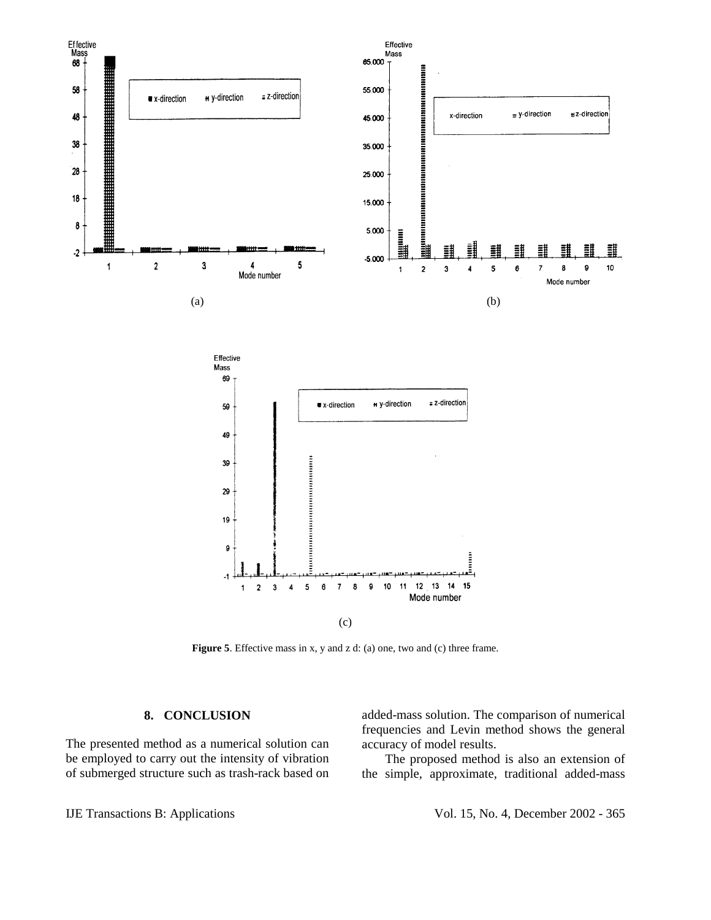Effective Mass

68

58

48

38

28

18

8

-2

x-direction y-direction z-direction

1 2 3 4 5

Mode number

(a)

Effective Mass

65.000

55.000

45.000

35.000

25.000

15.000

5.000

-5.000

x-direction y-direction z-direction

1 2 3 4 5 6 7 8 9 10

Mode number

(b)

Effective Mass

69

59

49

39

29

19

9

-1

x-direction y-direction z-direction

1 2 3 4 5 6 7 8 9 10 11 12 13 14 15

Mode number

(c)

**Figure 5**. Effective mass in x, y and z d: (a) one, two and (c) three frame.

## 8. CONCLUSION

The presented method as a numerical solution can be employed to carry out the intensity of vibration of submerged structure such as trash-rack based on added-mass solution. The comparison of numerical frequencies and Levin method shows the general accuracy of model results.

The proposed method is also an extension of the simple, approximate, traditional added-mass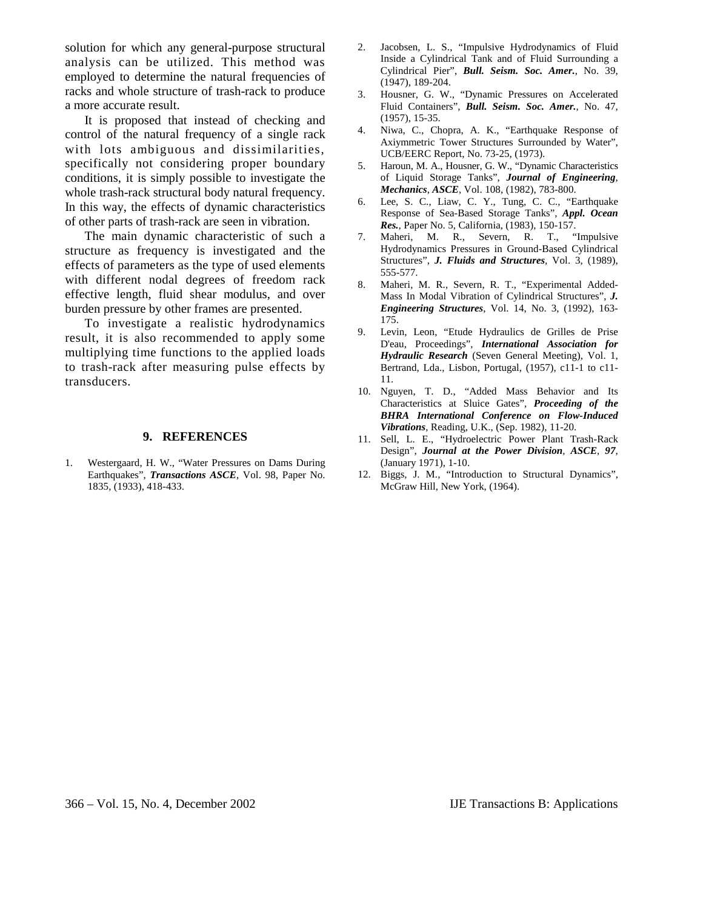solution for which any general-purpose structural analysis can be utilized. This method was employed to determine the natural frequencies of racks and whole structure of trash-rack to produce a more accurate result.

It is proposed that instead of checking and control of the natural frequency of a single rack with lots ambiguous and dissimilarities, specifically not considering proper boundary conditions, it is simply possible to investigate the whole trash-rack structural body natural frequency. In this way, the effects of dynamic characteristics of other parts of trash-rack are seen in vibration.

The main dynamic characteristic of such a structure as frequency is investigated and the effects of parameters as the type of used elements with different nodal degrees of freedom rack effective length, fluid shear modulus, and over burden pressure by other frames are presented.

To investigate a realistic hydrodynamics result, it is also recommended to apply some multiplying time functions to the applied loads to trash-rack after measuring pulse effects by transducers.

## 9. REFERENCES

1. Westergaard, H. W., "Water Pressures on Dams During Earthquakes", ***Transactions ASCE***, Vol. 98, Paper No. 1835, (1933), 418-433.
2. Jacobsen, L. S., "Impulsive Hydrodynamics of Fluid Inside a Cylindrical Tank and of Fluid Surrounding a Cylindrical Pier", ***Bull. Seism. Soc. Amer.***, No. 39, (1947), 189-204.
3. Housner, G. W., "Dynamic Pressures on Accelerated Fluid Containers", ***Bull. Seism. Soc. Amer.***, No. 47, (1957), 15-35.
4. Niwa, C., Chopra, A. K., "Earthquake Response of Axiymmetric Tower Structures Surrounded by Water", UCB/EERC Report, No. 73-25, (1973).
5. Haroun, M. A., Housner, G. W., "Dynamic Characteristics of Liquid Storage Tanks", ***Journal of Engineering, Mechanics***, ***ASCE***, Vol. 108, (1982), 783-800.
6. Lee, S. C., Liaw, C. Y., Tung, C. C., "Earthquake Response of Sea-Based Storage Tanks", ***Appl. Ocean Res.***, Paper No. 5, California, (1983), 150-157.
7. Maheri, M. R., Severn, R. T., "Impulsive Hydrodynamics Pressures in Ground-Based Cylindrical Structures", ***J. Fluids and Structures***, Vol. 3, (1989), 555-577.
8. Maheri, M. R., Severn, R. T., "Experimental Added-Mass In Modal Vibration of Cylindrical Structures", ***J. Engineering Structures***, Vol. 14, No. 3, (1992), 163-175.
9. Levin, Leon, "Etude Hydraulics de Grilles de Prise D'eau, Proceedings", ***International Association for Hydraulic Research*** (Seven General Meeting), Vol. 1, Bertrand, Lda., Lisbon, Portugal, (1957), c11-1 to c11-11.
10. Nguyen, T. D., "Added Mass Behavior and Its Characteristics at Sluice Gates", ***Proceeding of the BHRA International Conference on Flow-Induced Vibrations***, Reading, U.K., (Sep. 1982), 11-20.
11. Sell, L. E., "Hydroelectric Power Plant Trash-Rack Design", ***Journal at the Power Division***, ***ASCE***, ***97***, (January 1971), 1-10.
12. Biggs, J. M., "Introduction to Structural Dynamics", McGraw Hill, New York, (1964).